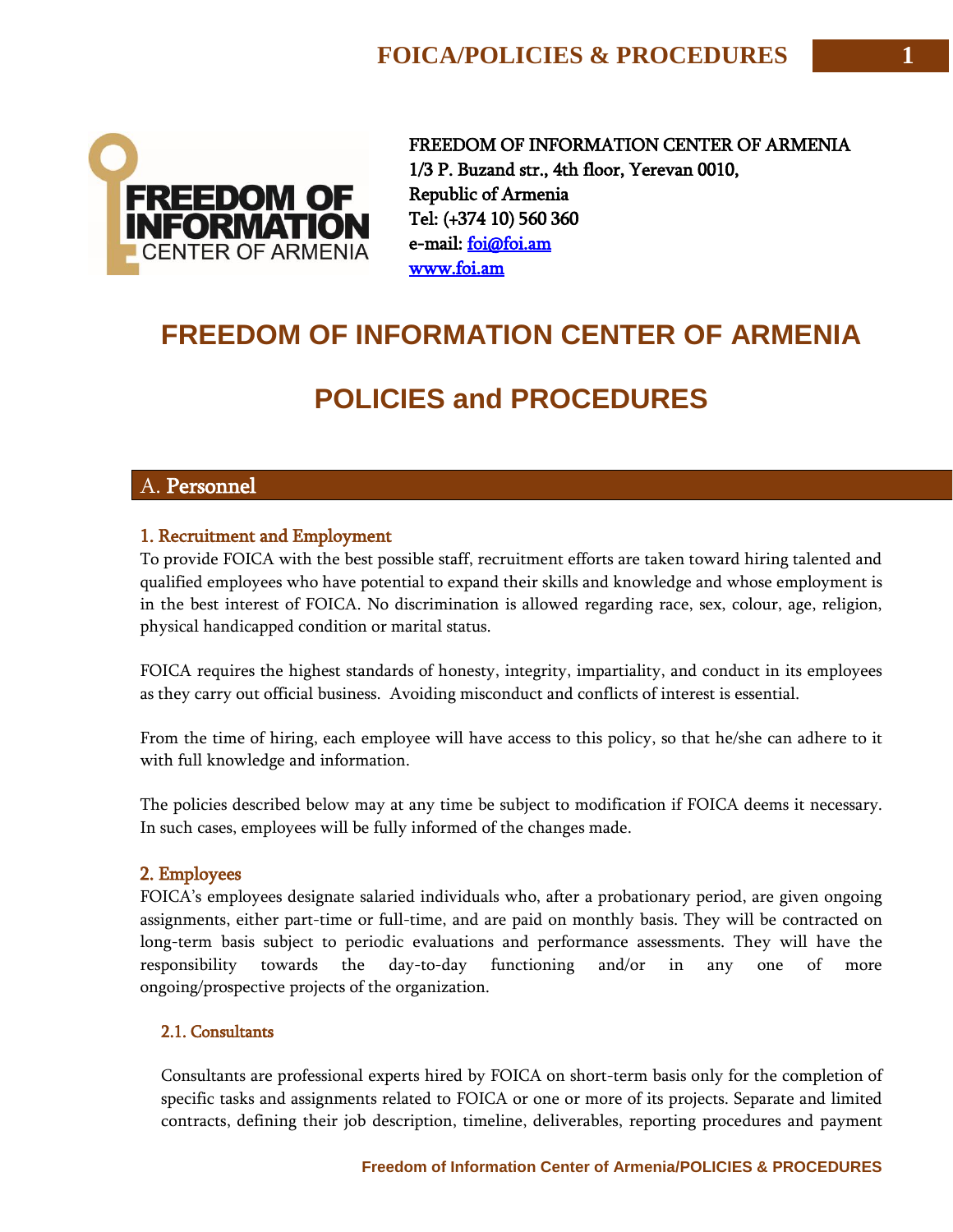FREEDOM OF INFORMATION CENTER OF ARMENIA
1/3 P. Buzand str., 4th floor, Yerevan 0010,
Republic of Armenia
Tel: (+374 10) 560 360
e-mail: foi@foi.am
www.foi.am

# FREEDOM OF INFORMATION CENTER OF ARMENIA

# POLICIES and PROCEDURES

## A. Personnel

### 1. Recruitment and Employment

To provide FOICA with the best possible staff, recruitment efforts are taken toward hiring talented and qualified employees who have potential to expand their skills and knowledge and whose employment is in the best interest of FOICA. No discrimination is allowed regarding race, sex, colour, age, religion, physical handicapped condition or marital status.

FOICA requires the highest standards of honesty, integrity, impartiality, and conduct in its employees as they carry out official business. Avoiding misconduct and conflicts of interest is essential.

From the time of hiring, each employee will have access to this policy, so that he/she can adhere to it with full knowledge and information.

The policies described below may at any time be subject to modification if FOICA deems it necessary. In such cases, employees will be fully informed of the changes made.

### 2. Employees

FOICA's employees designate salaried individuals who, after a probationary period, are given ongoing assignments, either part-time or full-time, and are paid on monthly basis. They will be contracted on long-term basis subject to periodic evaluations and performance assessments. They will have the responsibility towards the day-to-day functioning and/or in any one of more ongoing/prospective projects of the organization.

#### 2.1. Consultants

Consultants are professional experts hired by FOICA on short-term basis only for the completion of specific tasks and assignments related to FOICA or one or more of its projects. Separate and limited contracts, defining their job description, timeline, deliverables, reporting procedures and payment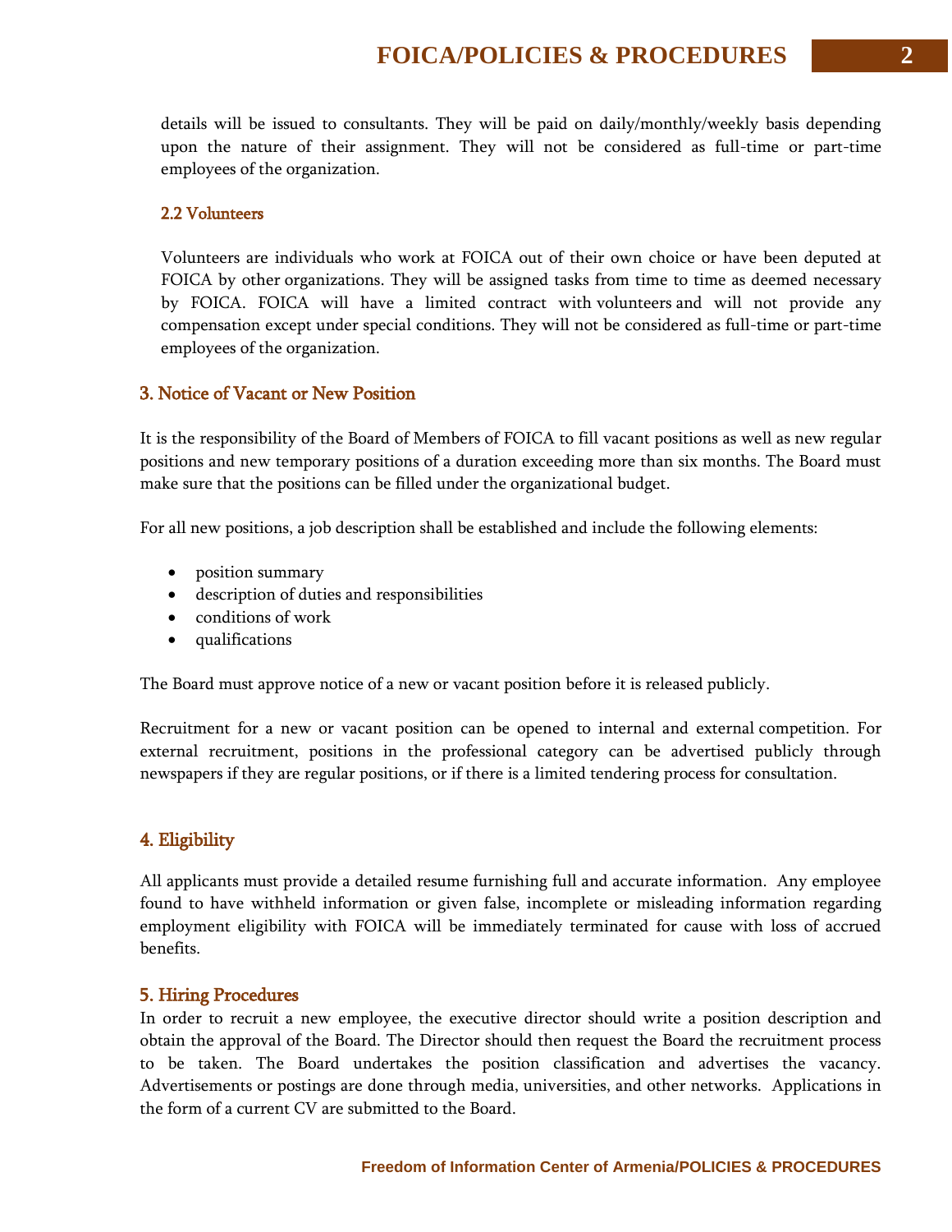details will be issued to consultants. They will be paid on daily/monthly/weekly basis depending upon the nature of their assignment. They will not be considered as full-time or part-time employees of the organization.

### 2.2 Volunteers

Volunteers are individuals who work at FOICA out of their own choice or have been deputed at FOICA by other organizations. They will be assigned tasks from time to time as deemed necessary by FOICA. FOICA will have a limited contract with volunteers and will not provide any compensation except under special conditions. They will not be considered as full-time or part-time employees of the organization.

## 3. Notice of Vacant or New Position

It is the responsibility of the Board of Members of FOICA to fill vacant positions as well as new regular positions and new temporary positions of a duration exceeding more than six months. The Board must make sure that the positions can be filled under the organizational budget.

For all new positions, a job description shall be established and include the following elements:

- position summary
- description of duties and responsibilities
- conditions of work
- qualifications

The Board must approve notice of a new or vacant position before it is released publicly.

Recruitment for a new or vacant position can be opened to internal and external competition. For external recruitment, positions in the professional category can be advertised publicly through newspapers if they are regular positions, or if there is a limited tendering process for consultation.

## 4. Eligibility

All applicants must provide a detailed resume furnishing full and accurate information. Any employee found to have withheld information or given false, incomplete or misleading information regarding employment eligibility with FOICA will be immediately terminated for cause with loss of accrued benefits.

## 5. Hiring Procedures

In order to recruit a new employee, the executive director should write a position description and obtain the approval of the Board. The Director should then request the Board the recruitment process to be taken. The Board undertakes the position classification and advertises the vacancy. Advertisements or postings are done through media, universities, and other networks. Applications in the form of a current CV are submitted to the Board.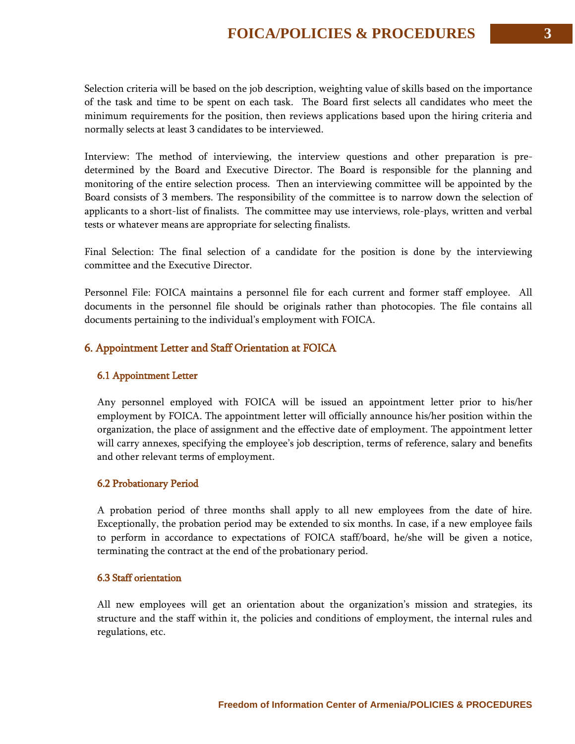Selection criteria will be based on the job description, weighting value of skills based on the importance of the task and time to be spent on each task. The Board first selects all candidates who meet the minimum requirements for the position, then reviews applications based upon the hiring criteria and normally selects at least 3 candidates to be interviewed.

Interview: The method of interviewing, the interview questions and other preparation is pre-determined by the Board and Executive Director. The Board is responsible for the planning and monitoring of the entire selection process. Then an interviewing committee will be appointed by the Board consists of 3 members. The responsibility of the committee is to narrow down the selection of applicants to a short-list of finalists. The committee may use interviews, role-plays, written and verbal tests or whatever means are appropriate for selecting finalists.

Final Selection: The final selection of a candidate for the position is done by the interviewing committee and the Executive Director.

Personnel File: FOICA maintains a personnel file for each current and former staff employee. All documents in the personnel file should be originals rather than photocopies. The file contains all documents pertaining to the individual's employment with FOICA.

## 6. Appointment Letter and Staff Orientation at FOICA

### 6.1 Appointment Letter

Any personnel employed with FOICA will be issued an appointment letter prior to his/her employment by FOICA. The appointment letter will officially announce his/her position within the organization, the place of assignment and the effective date of employment. The appointment letter will carry annexes, specifying the employee's job description, terms of reference, salary and benefits and other relevant terms of employment.

### 6.2 Probationary Period

A probation period of three months shall apply to all new employees from the date of hire. Exceptionally, the probation period may be extended to six months. In case, if a new employee fails to perform in accordance to expectations of FOICA staff/board, he/she will be given a notice, terminating the contract at the end of the probationary period.

### 6.3 Staff orientation

All new employees will get an orientation about the organization's mission and strategies, its structure and the staff within it, the policies and conditions of employment, the internal rules and regulations, etc.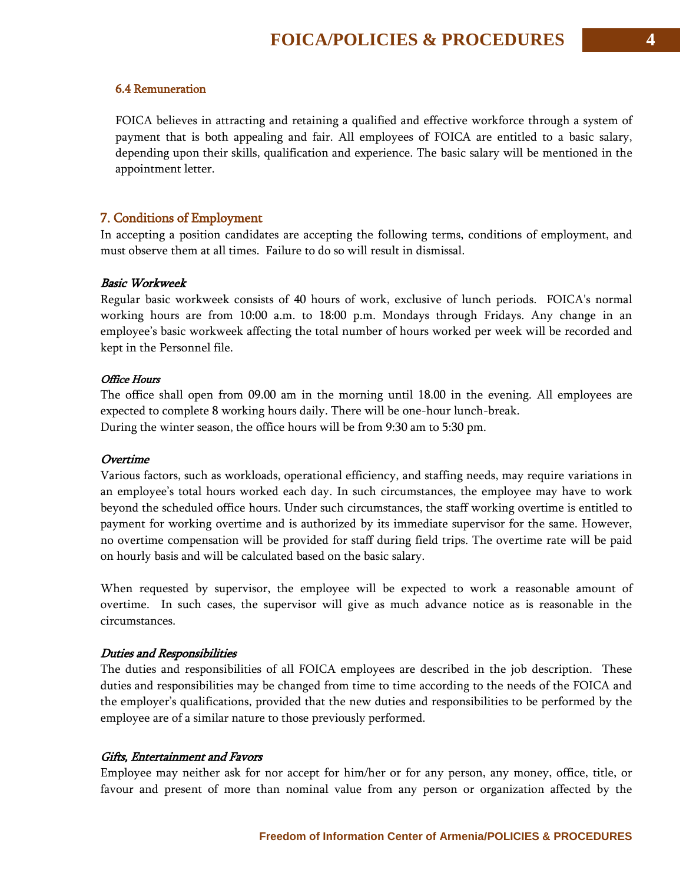### 6.4 Remuneration

FOICA believes in attracting and retaining a qualified and effective workforce through a system of payment that is both appealing and fair. All employees of FOICA are entitled to a basic salary, depending upon their skills, qualification and experience. The basic salary will be mentioned in the appointment letter.

## 7. Conditions of Employment

In accepting a position candidates are accepting the following terms, conditions of employment, and must observe them at all times. Failure to do so will result in dismissal.

*Basic Workweek*

Regular basic workweek consists of 40 hours of work, exclusive of lunch periods. FOICA's normal working hours are from 10:00 a.m. to 18:00 p.m. Mondays through Fridays. Any change in an employee's basic workweek affecting the total number of hours worked per week will be recorded and kept in the Personnel file.

*Office Hours*

The office shall open from 09.00 am in the morning until 18.00 in the evening. All employees are expected to complete 8 working hours daily. There will be one-hour lunch-break.
During the winter season, the office hours will be from 9:30 am to 5:30 pm.

*Overtime*

Various factors, such as workloads, operational efficiency, and staffing needs, may require variations in an employee's total hours worked each day. In such circumstances, the employee may have to work beyond the scheduled office hours. Under such circumstances, the staff working overtime is entitled to payment for working overtime and is authorized by its immediate supervisor for the same. However, no overtime compensation will be provided for staff during field trips. The overtime rate will be paid on hourly basis and will be calculated based on the basic salary.

When requested by supervisor, the employee will be expected to work a reasonable amount of overtime. In such cases, the supervisor will give as much advance notice as is reasonable in the circumstances.

*Duties and Responsibilities*

The duties and responsibilities of all FOICA employees are described in the job description. These duties and responsibilities may be changed from time to time according to the needs of the FOICA and the employer's qualifications, provided that the new duties and responsibilities to be performed by the employee are of a similar nature to those previously performed.

*Gifts, Entertainment and Favors*

Employee may neither ask for nor accept for him/her or for any person, any money, office, title, or favour and present of more than nominal value from any person or organization affected by the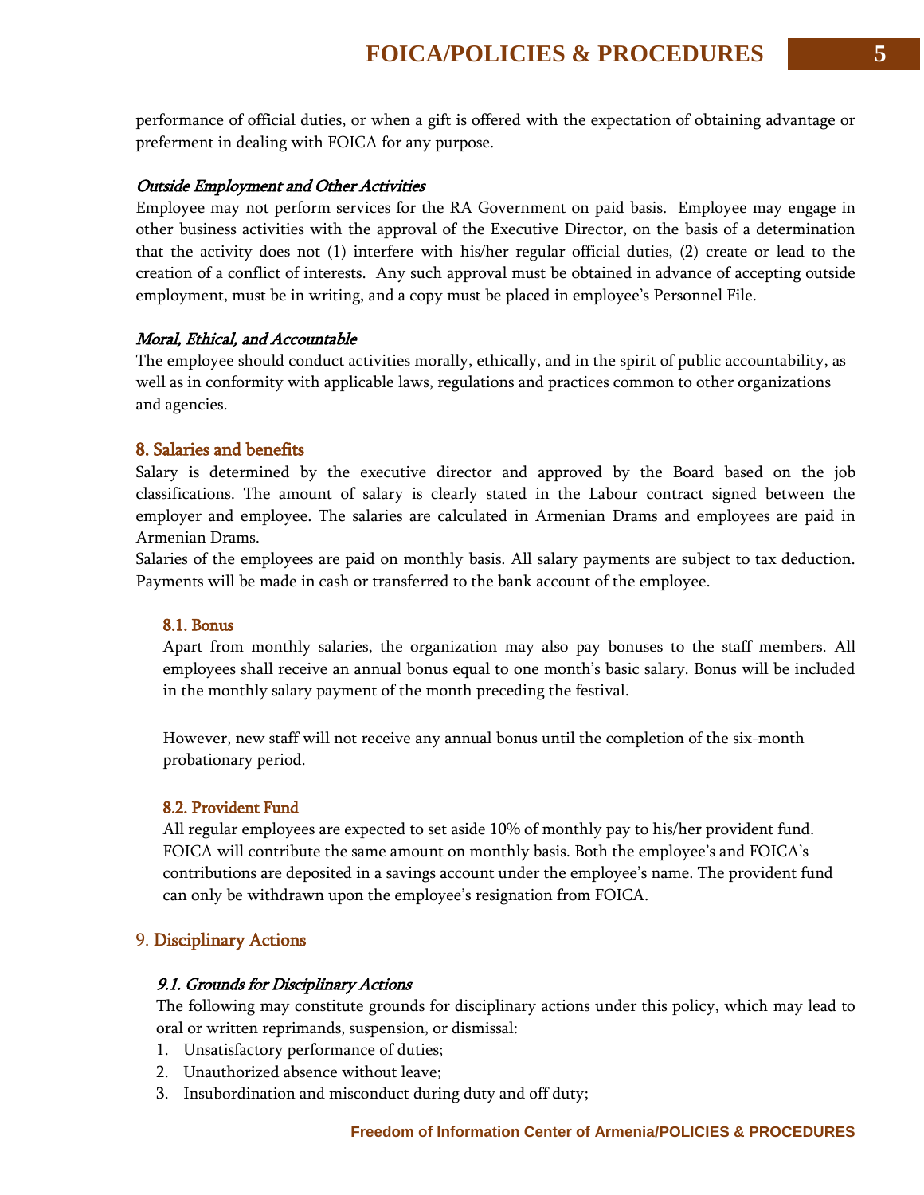performance of official duties, or when a gift is offered with the expectation of obtaining advantage or preferment in dealing with FOICA for any purpose.

***Outside Employment and Other Activities***

Employee may not perform services for the RA Government on paid basis. Employee may engage in other business activities with the approval of the Executive Director, on the basis of a determination that the activity does not (1) interfere with his/her regular official duties, (2) create or lead to the creation of a conflict of interests. Any such approval must be obtained in advance of accepting outside employment, must be in writing, and a copy must be placed in employee's Personnel File.

***Moral, Ethical, and Accountable***

The employee should conduct activities morally, ethically, and in the spirit of public accountability, as well as in conformity with applicable laws, regulations and practices common to other organizations and agencies.

## 8. Salaries and benefits

Salary is determined by the executive director and approved by the Board based on the job classifications. The amount of salary is clearly stated in the Labour contract signed between the employer and employee. The salaries are calculated in Armenian Drams and employees are paid in Armenian Drams.

Salaries of the employees are paid on monthly basis. All salary payments are subject to tax deduction. Payments will be made in cash or transferred to the bank account of the employee.

### 8.1. Bonus

Apart from monthly salaries, the organization may also pay bonuses to the staff members. All employees shall receive an annual bonus equal to one month's basic salary. Bonus will be included in the monthly salary payment of the month preceding the festival.

However, new staff will not receive any annual bonus until the completion of the six-month probationary period.

### 8.2. Provident Fund

All regular employees are expected to set aside 10% of monthly pay to his/her provident fund. FOICA will contribute the same amount on monthly basis. Both the employee's and FOICA's contributions are deposited in a savings account under the employee's name. The provident fund can only be withdrawn upon the employee's resignation from FOICA.

## 9. Disciplinary Actions

***9.1. Grounds for Disciplinary Actions***

The following may constitute grounds for disciplinary actions under this policy, which may lead to oral or written reprimands, suspension, or dismissal:

1. Unsatisfactory performance of duties;
2. Unauthorized absence without leave;
3. Insubordination and misconduct during duty and off duty;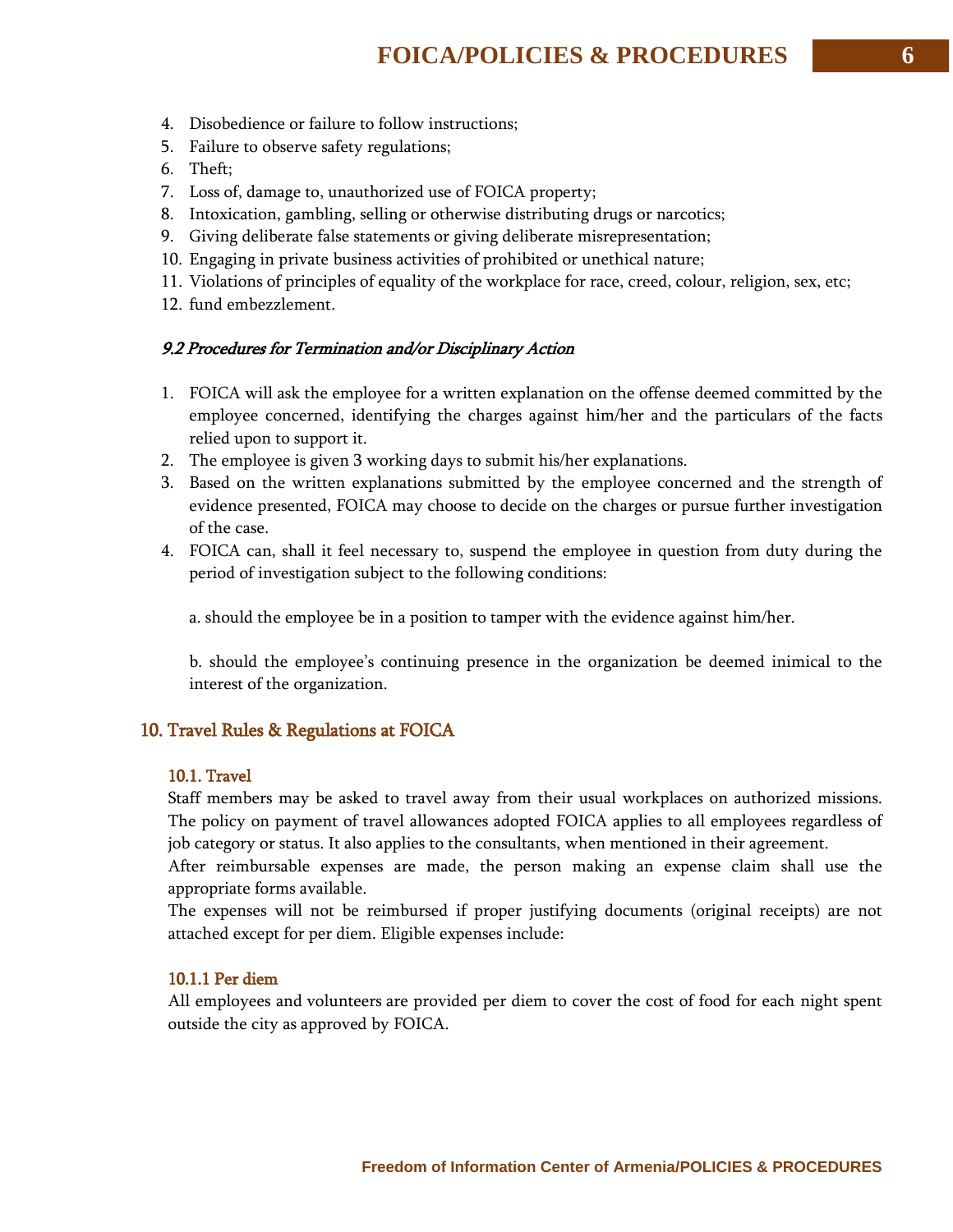4. Disobedience or failure to follow instructions;
5. Failure to observe safety regulations;
6. Theft;
7. Loss of, damage to, unauthorized use of FOICA property;
8. Intoxication, gambling, selling or otherwise distributing drugs or narcotics;
9. Giving deliberate false statements or giving deliberate misrepresentation;
10. Engaging in private business activities of prohibited or unethical nature;
11. Violations of principles of equality of the workplace for race, creed, colour, religion, sex, etc;
12. fund embezzlement.

*9.2 Procedures for Termination and/or Disciplinary Action*

1. FOICA will ask the employee for a written explanation on the offense deemed committed by the employee concerned, identifying the charges against him/her and the particulars of the facts relied upon to support it.
2. The employee is given 3 working days to submit his/her explanations.
3. Based on the written explanations submitted by the employee concerned and the strength of evidence presented, FOICA may choose to decide on the charges or pursue further investigation of the case.
4. FOICA can, shall it feel necessary to, suspend the employee in question from duty during the period of investigation subject to the following conditions:

   a. should the employee be in a position to tamper with the evidence against him/her.

   b. should the employee's continuing presence in the organization be deemed inimical to the interest of the organization.

## 10. Travel Rules & Regulations at FOICA

### 10.1. Travel

Staff members may be asked to travel away from their usual workplaces on authorized missions. The policy on payment of travel allowances adopted FOICA applies to all employees regardless of job category or status. It also applies to the consultants, when mentioned in their agreement.
After reimbursable expenses are made, the person making an expense claim shall use the appropriate forms available.
The expenses will not be reimbursed if proper justifying documents (original receipts) are not attached except for per diem. Eligible expenses include:

#### 10.1.1 Per diem

All employees and volunteers are provided per diem to cover the cost of food for each night spent outside the city as approved by FOICA.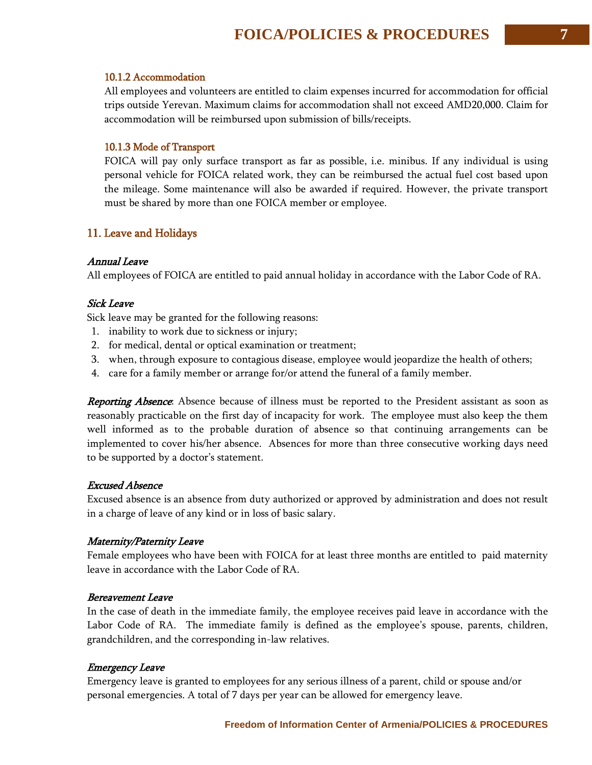#### 10.1.2 Accommodation

All employees and volunteers are entitled to claim expenses incurred for accommodation for official trips outside Yerevan. Maximum claims for accommodation shall not exceed AMD20,000. Claim for accommodation will be reimbursed upon submission of bills/receipts.

#### 10.1.3 Mode of Transport

FOICA will pay only surface transport as far as possible, i.e. minibus. If any individual is using personal vehicle for FOICA related work, they can be reimbursed the actual fuel cost based upon the mileage. Some maintenance will also be awarded if required. However, the private transport must be shared by more than one FOICA member or employee.

## 11. Leave and Holidays

***Annual Leave***

All employees of FOICA are entitled to paid annual holiday in accordance with the Labor Code of RA.

***Sick Leave***

Sick leave may be granted for the following reasons:

1. inability to work due to sickness or injury;
2. for medical, dental or optical examination or treatment;
3. when, through exposure to contagious disease, employee would jeopardize the health of others;
4. care for a family member or arrange for/or attend the funeral of a family member.

***Reporting Absence***: Absence because of illness must be reported to the President assistant as soon as reasonably practicable on the first day of incapacity for work. The employee must also keep the them well informed as to the probable duration of absence so that continuing arrangements can be implemented to cover his/her absence. Absences for more than three consecutive working days need to be supported by a doctor's statement.

***Excused Absence***

Excused absence is an absence from duty authorized or approved by administration and does not result in a charge of leave of any kind or in loss of basic salary.

***Maternity/Paternity Leave***

Female employees who have been with FOICA for at least three months are entitled to paid maternity leave in accordance with the Labor Code of RA.

***Bereavement Leave***

In the case of death in the immediate family, the employee receives paid leave in accordance with the Labor Code of RA. The immediate family is defined as the employee's spouse, parents, children, grandchildren, and the corresponding in-law relatives.

***Emergency Leave***

Emergency leave is granted to employees for any serious illness of a parent, child or spouse and/or personal emergencies. A total of 7 days per year can be allowed for emergency leave.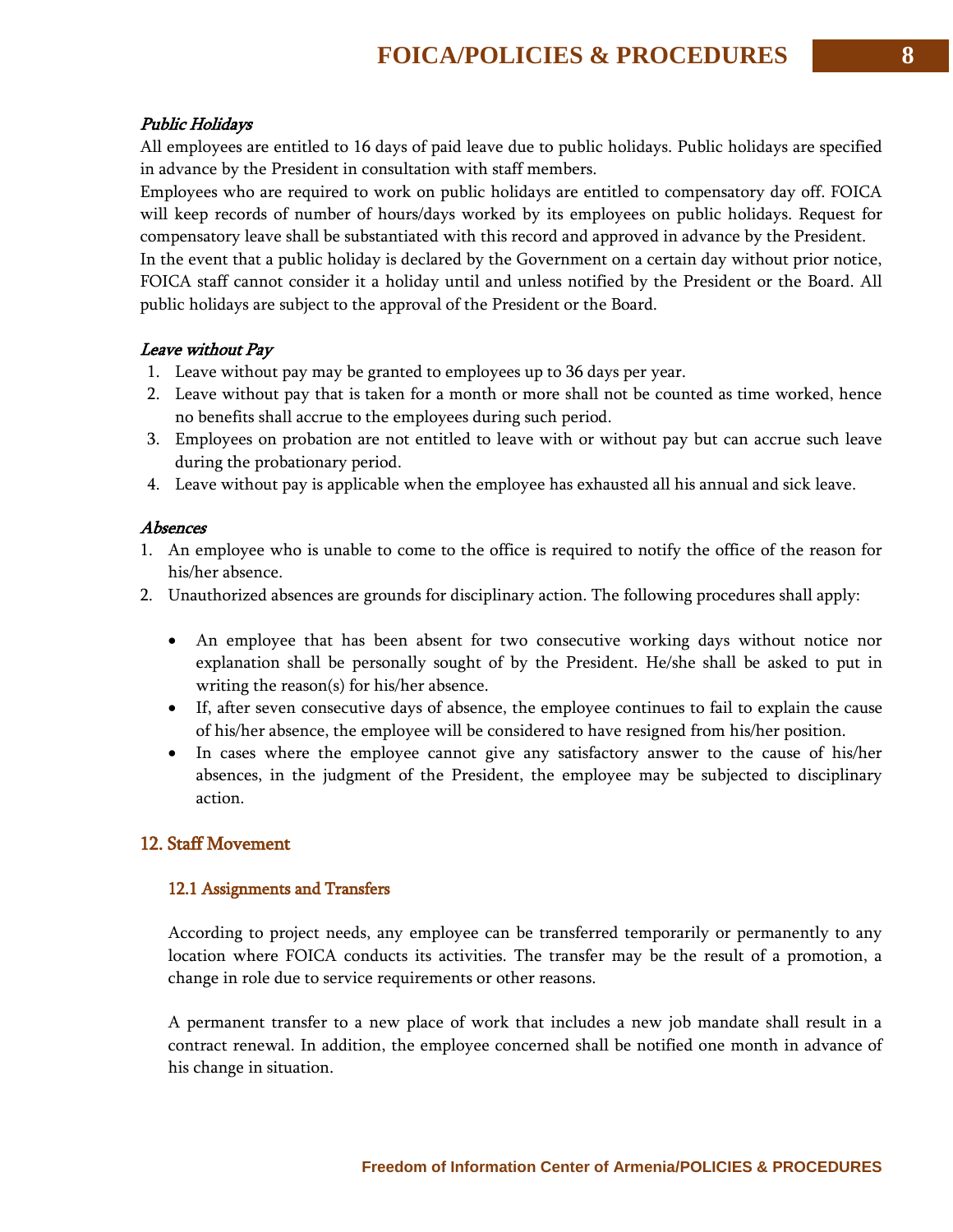*Public Holidays*

All employees are entitled to 16 days of paid leave due to public holidays. Public holidays are specified in advance by the President in consultation with staff members.

Employees who are required to work on public holidays are entitled to compensatory day off. FOICA will keep records of number of hours/days worked by its employees on public holidays. Request for compensatory leave shall be substantiated with this record and approved in advance by the President.

In the event that a public holiday is declared by the Government on a certain day without prior notice, FOICA staff cannot consider it a holiday until and unless notified by the President or the Board. All public holidays are subject to the approval of the President or the Board.

*Leave without Pay*

1. Leave without pay may be granted to employees up to 36 days per year.
2. Leave without pay that is taken for a month or more shall not be counted as time worked, hence no benefits shall accrue to the employees during such period.
3. Employees on probation are not entitled to leave with or without pay but can accrue such leave during the probationary period.
4. Leave without pay is applicable when the employee has exhausted all his annual and sick leave.

*Absences*

1. An employee who is unable to come to the office is required to notify the office of the reason for his/her absence.
2. Unauthorized absences are grounds for disciplinary action. The following procedures shall apply:

   - An employee that has been absent for two consecutive working days without notice nor explanation shall be personally sought of by the President. He/she shall be asked to put in writing the reason(s) for his/her absence.
   - If, after seven consecutive days of absence, the employee continues to fail to explain the cause of his/her absence, the employee will be considered to have resigned from his/her position.
   - In cases where the employee cannot give any satisfactory answer to the cause of his/her absences, in the judgment of the President, the employee may be subjected to disciplinary action.

## 12. Staff Movement

### 12.1 Assignments and Transfers

According to project needs, any employee can be transferred temporarily or permanently to any location where FOICA conducts its activities. The transfer may be the result of a promotion, a change in role due to service requirements or other reasons.

A permanent transfer to a new place of work that includes a new job mandate shall result in a contract renewal. In addition, the employee concerned shall be notified one month in advance of his change in situation.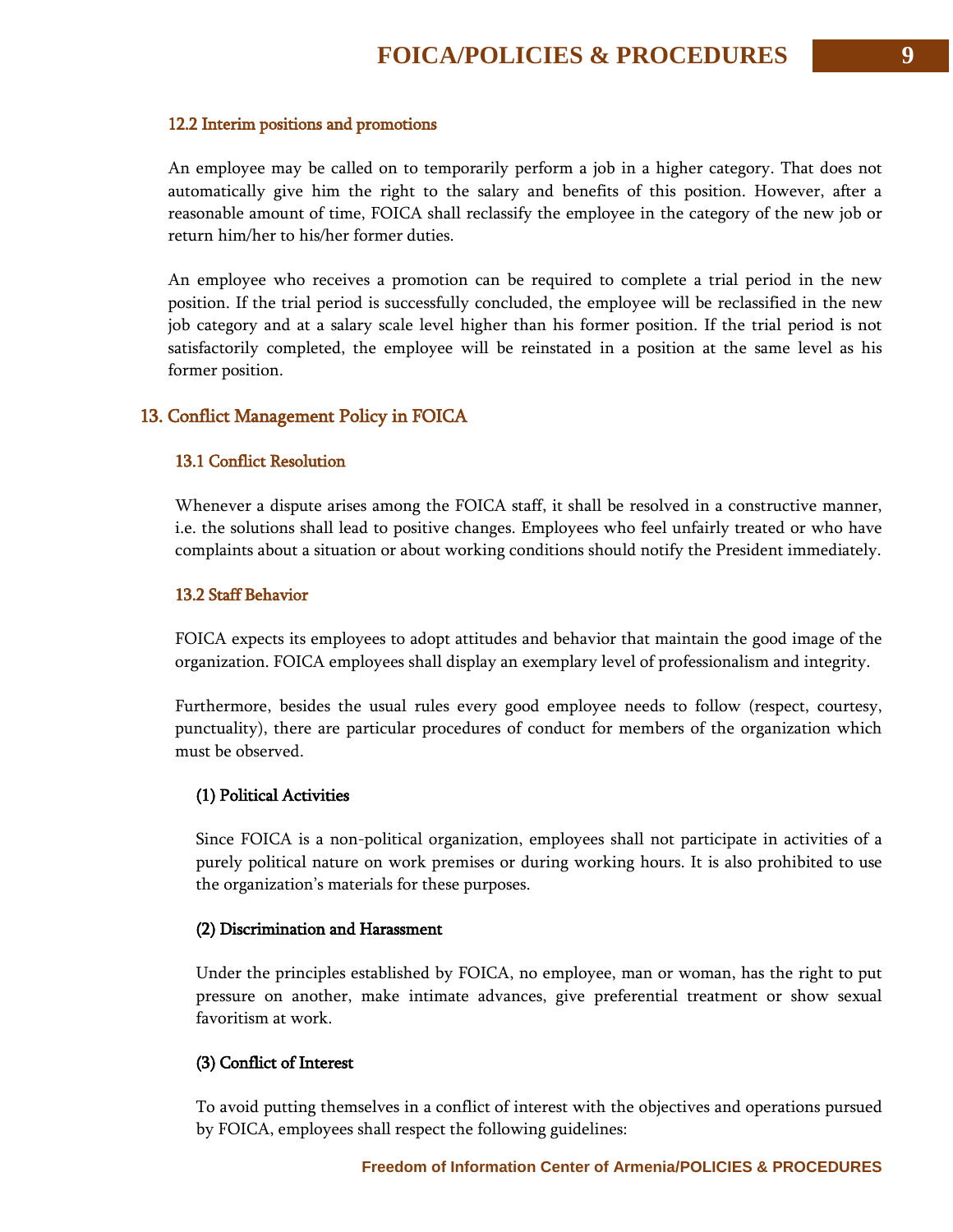### 12.2 Interim positions and promotions

An employee may be called on to temporarily perform a job in a higher category. That does not automatically give him the right to the salary and benefits of this position. However, after a reasonable amount of time, FOICA shall reclassify the employee in the category of the new job or return him/her to his/her former duties.

An employee who receives a promotion can be required to complete a trial period in the new position. If the trial period is successfully concluded, the employee will be reclassified in the new job category and at a salary scale level higher than his former position. If the trial period is not satisfactorily completed, the employee will be reinstated in a position at the same level as his former position.

## 13. Conflict Management Policy in FOICA

### 13.1 Conflict Resolution

Whenever a dispute arises among the FOICA staff, it shall be resolved in a constructive manner, i.e. the solutions shall lead to positive changes. Employees who feel unfairly treated or who have complaints about a situation or about working conditions should notify the President immediately.

### 13.2 Staff Behavior

FOICA expects its employees to adopt attitudes and behavior that maintain the good image of the organization. FOICA employees shall display an exemplary level of professionalism and integrity.

Furthermore, besides the usual rules every good employee needs to follow (respect, courtesy, punctuality), there are particular procedures of conduct for members of the organization which must be observed.

#### (1) Political Activities

Since FOICA is a non-political organization, employees shall not participate in activities of a purely political nature on work premises or during working hours. It is also prohibited to use the organization's materials for these purposes.

#### (2) Discrimination and Harassment

Under the principles established by FOICA, no employee, man or woman, has the right to put pressure on another, make intimate advances, give preferential treatment or show sexual favoritism at work.

#### (3) Conflict of Interest

To avoid putting themselves in a conflict of interest with the objectives and operations pursued by FOICA, employees shall respect the following guidelines: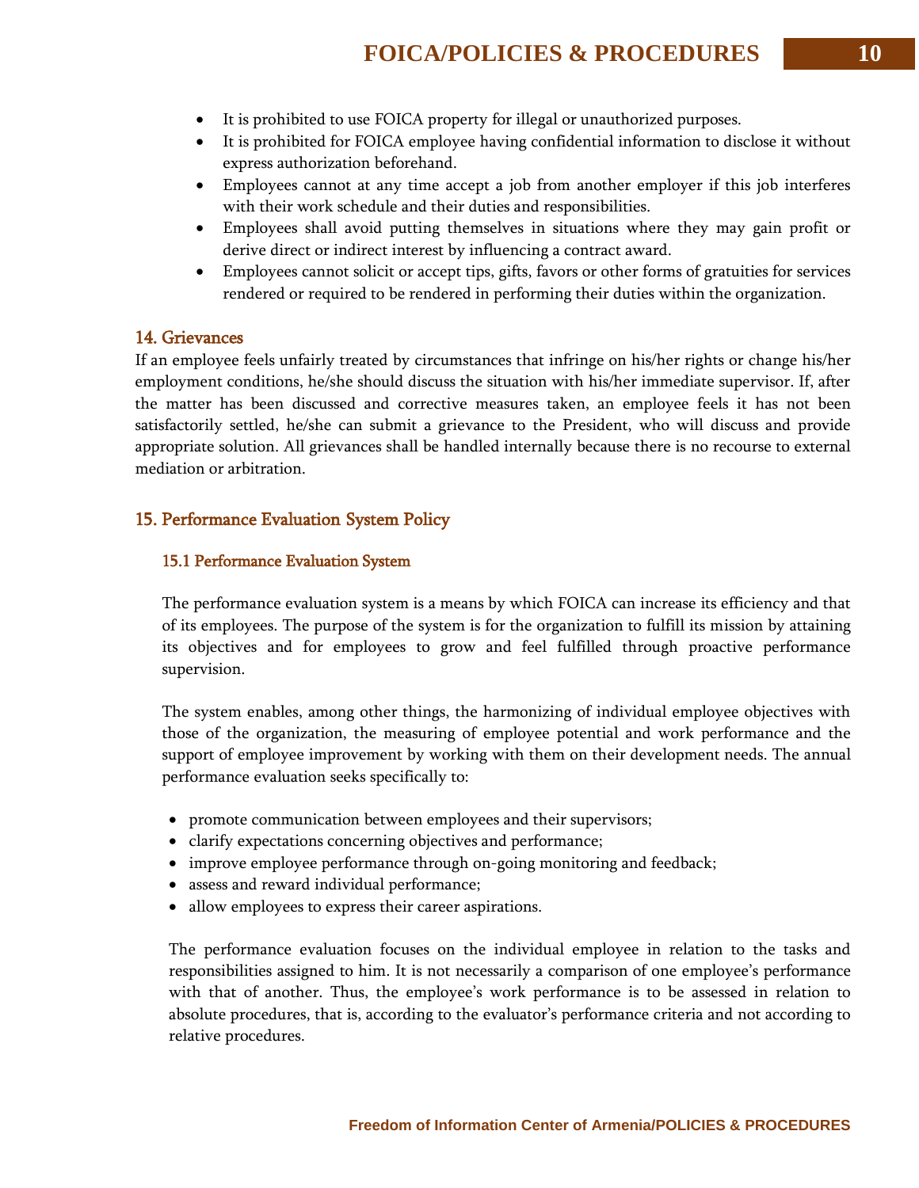- It is prohibited to use FOICA property for illegal or unauthorized purposes.
- It is prohibited for FOICA employee having confidential information to disclose it without express authorization beforehand.
- Employees cannot at any time accept a job from another employer if this job interferes with their work schedule and their duties and responsibilities.
- Employees shall avoid putting themselves in situations where they may gain profit or derive direct or indirect interest by influencing a contract award.
- Employees cannot solicit or accept tips, gifts, favors or other forms of gratuities for services rendered or required to be rendered in performing their duties within the organization.

## 14. Grievances

If an employee feels unfairly treated by circumstances that infringe on his/her rights or change his/her employment conditions, he/she should discuss the situation with his/her immediate supervisor. If, after the matter has been discussed and corrective measures taken, an employee feels it has not been satisfactorily settled, he/she can submit a grievance to the President, who will discuss and provide appropriate solution. All grievances shall be handled internally because there is no recourse to external mediation or arbitration.

## 15. Performance Evaluation System Policy

### 15.1 Performance Evaluation System

The performance evaluation system is a means by which FOICA can increase its efficiency and that of its employees. The purpose of the system is for the organization to fulfill its mission by attaining its objectives and for employees to grow and feel fulfilled through proactive performance supervision.

The system enables, among other things, the harmonizing of individual employee objectives with those of the organization, the measuring of employee potential and work performance and the support of employee improvement by working with them on their development needs. The annual performance evaluation seeks specifically to:

- promote communication between employees and their supervisors;
- clarify expectations concerning objectives and performance;
- improve employee performance through on-going monitoring and feedback;
- assess and reward individual performance;
- allow employees to express their career aspirations.

The performance evaluation focuses on the individual employee in relation to the tasks and responsibilities assigned to him. It is not necessarily a comparison of one employee's performance with that of another. Thus, the employee's work performance is to be assessed in relation to absolute procedures, that is, according to the evaluator's performance criteria and not according to relative procedures.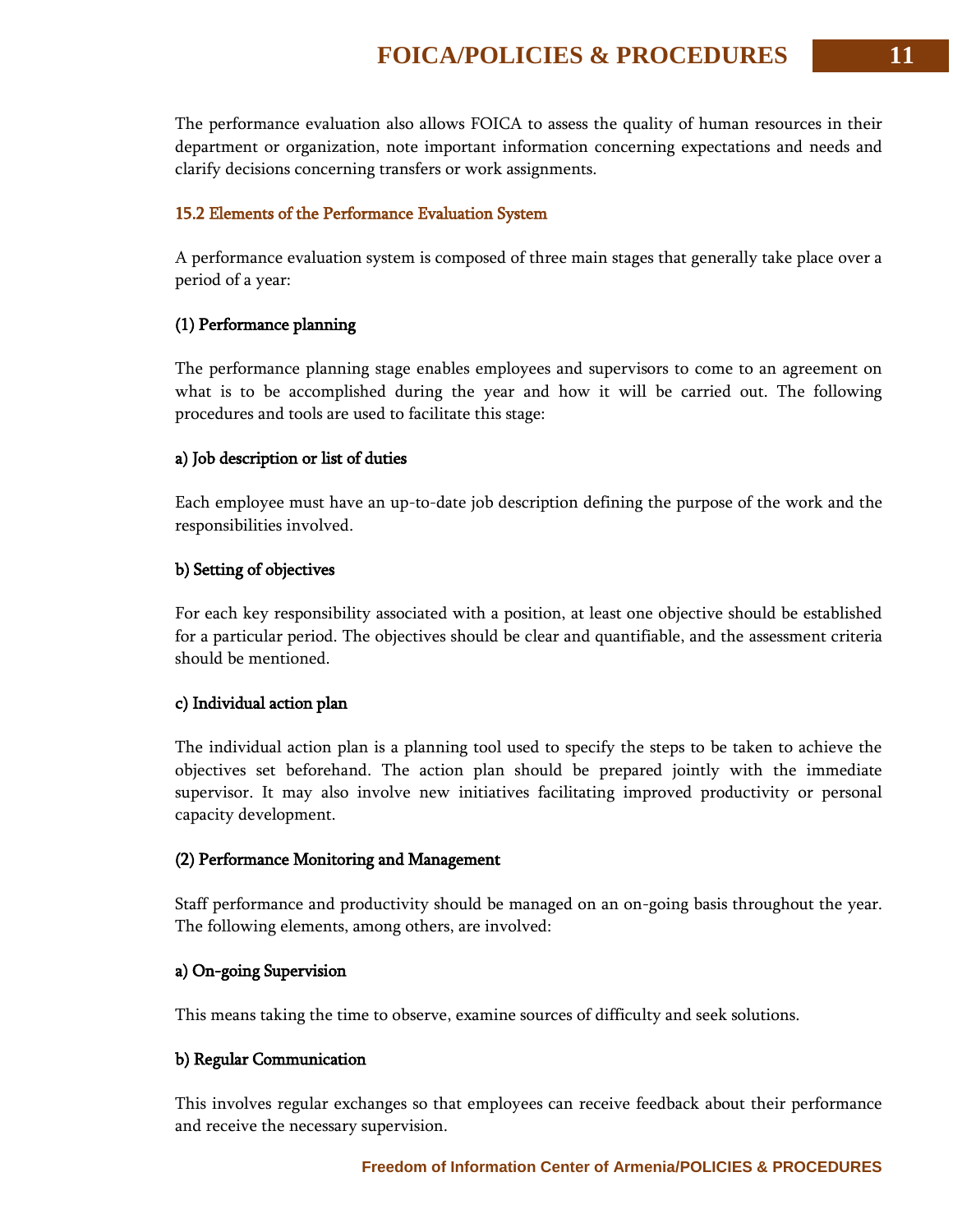The performance evaluation also allows FOICA to assess the quality of human resources in their department or organization, note important information concerning expectations and needs and clarify decisions concerning transfers or work assignments.

### 15.2 Elements of the Performance Evaluation System

A performance evaluation system is composed of three main stages that generally take place over a period of a year:

#### (1) Performance planning

The performance planning stage enables employees and supervisors to come to an agreement on what is to be accomplished during the year and how it will be carried out. The following procedures and tools are used to facilitate this stage:

**a) Job description or list of duties**

Each employee must have an up-to-date job description defining the purpose of the work and the responsibilities involved.

**b) Setting of objectives**

For each key responsibility associated with a position, at least one objective should be established for a particular period. The objectives should be clear and quantifiable, and the assessment criteria should be mentioned.

**c) Individual action plan**

The individual action plan is a planning tool used to specify the steps to be taken to achieve the objectives set beforehand. The action plan should be prepared jointly with the immediate supervisor. It may also involve new initiatives facilitating improved productivity or personal capacity development.

#### (2) Performance Monitoring and Management

Staff performance and productivity should be managed on an on-going basis throughout the year. The following elements, among others, are involved:

**a) On-going Supervision**

This means taking the time to observe, examine sources of difficulty and seek solutions.

**b) Regular Communication**

This involves regular exchanges so that employees can receive feedback about their performance and receive the necessary supervision.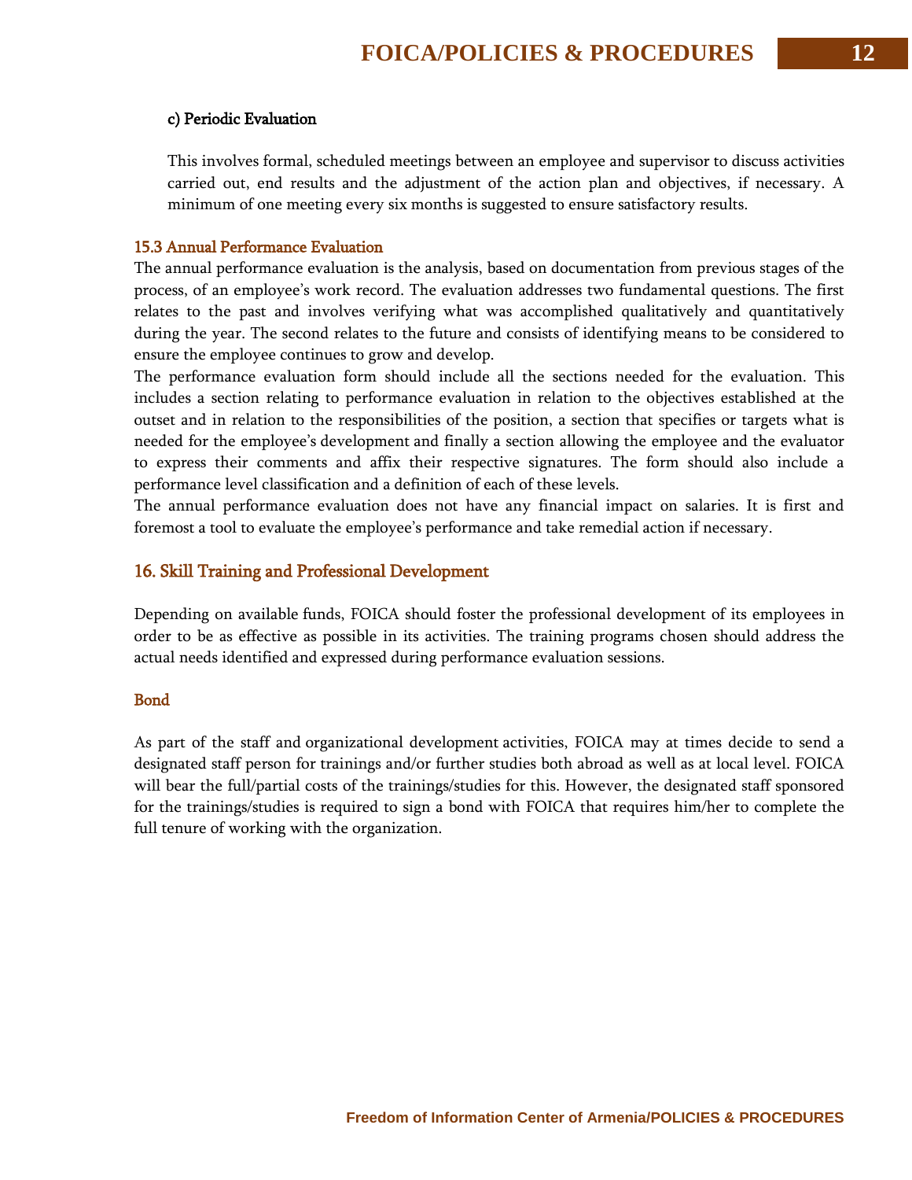**c) Periodic Evaluation**

This involves formal, scheduled meetings between an employee and supervisor to discuss activities carried out, end results and the adjustment of the action plan and objectives, if necessary. A minimum of one meeting every six months is suggested to ensure satisfactory results.

### 15.3 Annual Performance Evaluation

The annual performance evaluation is the analysis, based on documentation from previous stages of the process, of an employee's work record. The evaluation addresses two fundamental questions. The first relates to the past and involves verifying what was accomplished qualitatively and quantitatively during the year. The second relates to the future and consists of identifying means to be considered to ensure the employee continues to grow and develop.

The performance evaluation form should include all the sections needed for the evaluation. This includes a section relating to performance evaluation in relation to the objectives established at the outset and in relation to the responsibilities of the position, a section that specifies or targets what is needed for the employee's development and finally a section allowing the employee and the evaluator to express their comments and affix their respective signatures. The form should also include a performance level classification and a definition of each of these levels.

The annual performance evaluation does not have any financial impact on salaries. It is first and foremost a tool to evaluate the employee's performance and take remedial action if necessary.

## 16. Skill Training and Professional Development

Depending on available funds, FOICA should foster the professional development of its employees in order to be as effective as possible in its activities. The training programs chosen should address the actual needs identified and expressed during performance evaluation sessions.

### Bond

As part of the staff and organizational development activities, FOICA may at times decide to send a designated staff person for trainings and/or further studies both abroad as well as at local level. FOICA will bear the full/partial costs of the trainings/studies for this. However, the designated staff sponsored for the trainings/studies is required to sign a bond with FOICA that requires him/her to complete the full tenure of working with the organization.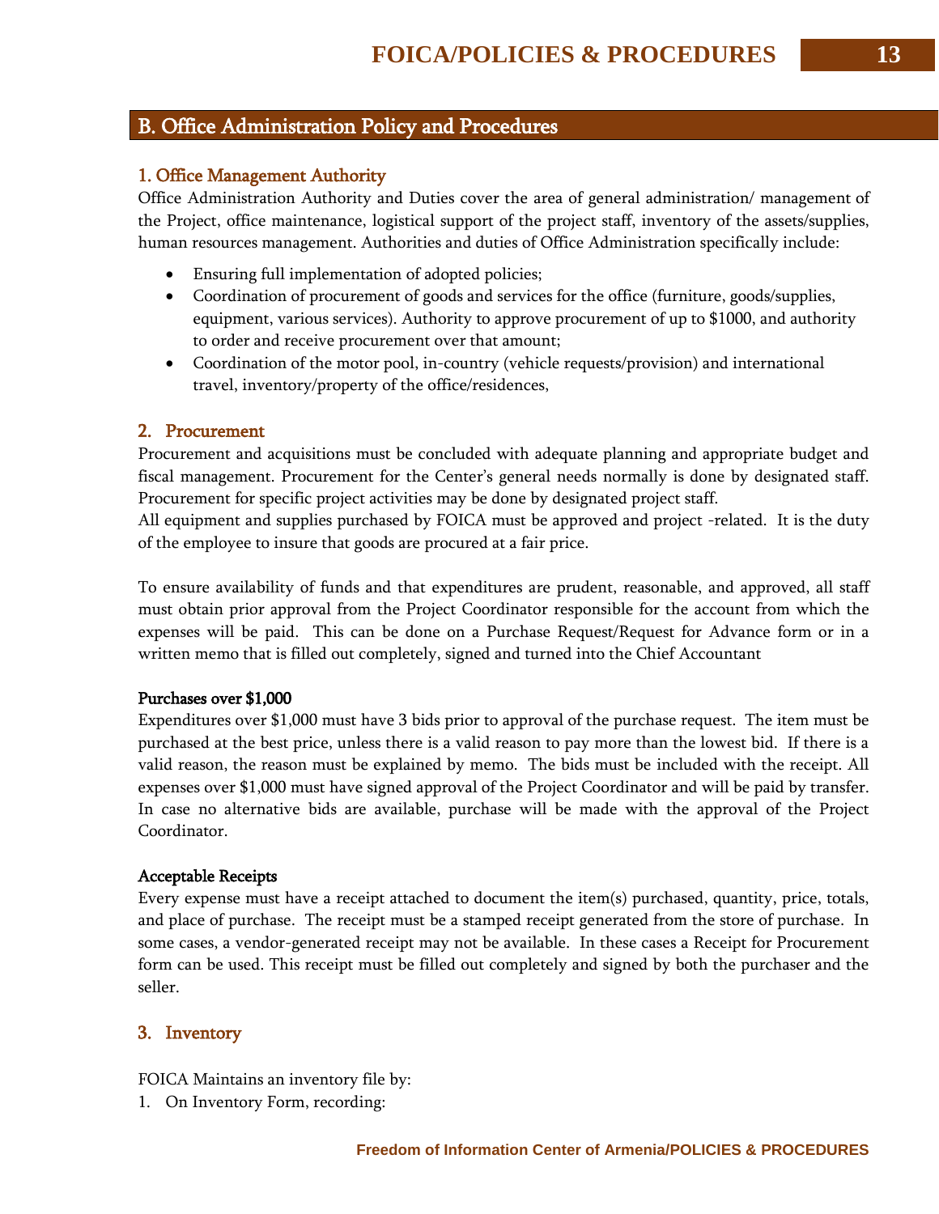## B. Office Administration Policy and Procedures

### 1. Office Management Authority

Office Administration Authority and Duties cover the area of general administration/ management of the Project, office maintenance, logistical support of the project staff, inventory of the assets/supplies, human resources management. Authorities and duties of Office Administration specifically include:

- Ensuring full implementation of adopted policies;
- Coordination of procurement of goods and services for the office (furniture, goods/supplies, equipment, various services). Authority to approve procurement of up to $1000, and authority to order and receive procurement over that amount;
- Coordination of the motor pool, in-country (vehicle requests/provision) and international travel, inventory/property of the office/residences,

### 2. Procurement

Procurement and acquisitions must be concluded with adequate planning and appropriate budget and fiscal management. Procurement for the Center's general needs normally is done by designated staff. Procurement for specific project activities may be done by designated project staff.

All equipment and supplies purchased by FOICA must be approved and project -related. It is the duty of the employee to insure that goods are procured at a fair price.

To ensure availability of funds and that expenditures are prudent, reasonable, and approved, all staff must obtain prior approval from the Project Coordinator responsible for the account from which the expenses will be paid. This can be done on a Purchase Request/Request for Advance form or in a written memo that is filled out completely, signed and turned into the Chief Accountant

**Purchases over $1,000**

Expenditures over $1,000 must have 3 bids prior to approval of the purchase request. The item must be purchased at the best price, unless there is a valid reason to pay more than the lowest bid. If there is a valid reason, the reason must be explained by memo. The bids must be included with the receipt. All expenses over $1,000 must have signed approval of the Project Coordinator and will be paid by transfer. In case no alternative bids are available, purchase will be made with the approval of the Project Coordinator.

**Acceptable Receipts**

Every expense must have a receipt attached to document the item(s) purchased, quantity, price, totals, and place of purchase. The receipt must be a stamped receipt generated from the store of purchase. In some cases, a vendor-generated receipt may not be available. In these cases a Receipt for Procurement form can be used. This receipt must be filled out completely and signed by both the purchaser and the seller.

### 3. Inventory

FOICA Maintains an inventory file by:

1. On Inventory Form, recording: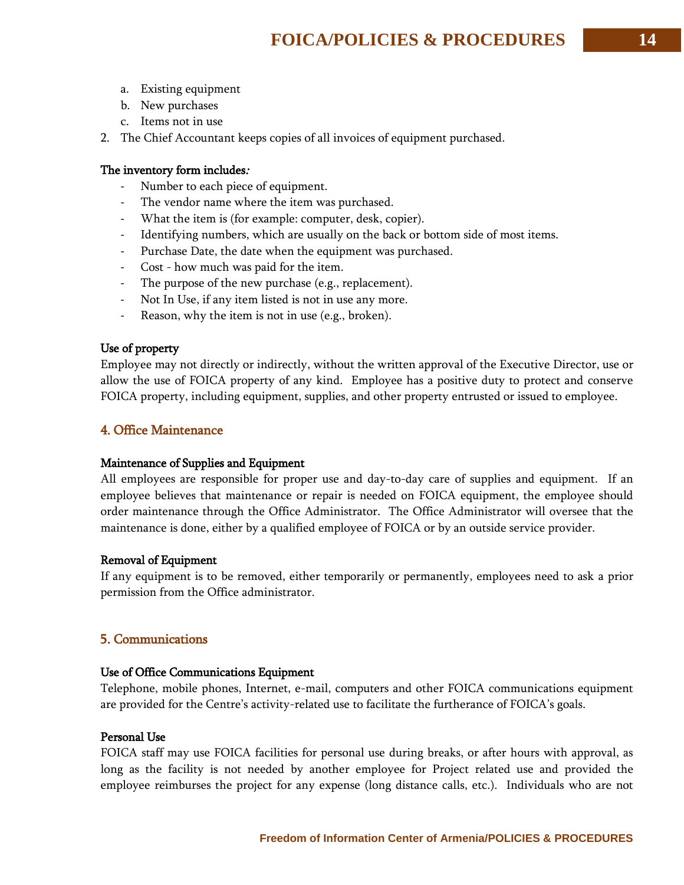a. Existing equipment
   b. New purchases
   c. Items not in use
2. The Chief Accountant keeps copies of all invoices of equipment purchased.

**The inventory form includes*:***

- Number to each piece of equipment.
- The vendor name where the item was purchased.
- What the item is (for example: computer, desk, copier).
- Identifying numbers, which are usually on the back or bottom side of most items.
- Purchase Date, the date when the equipment was purchased.
- Cost - how much was paid for the item.
- The purpose of the new purchase (e.g., replacement).
- Not In Use, if any item listed is not in use any more.
- Reason, why the item is not in use (e.g., broken).

**Use of property**

Employee may not directly or indirectly, without the written approval of the Executive Director, use or allow the use of FOICA property of any kind. Employee has a positive duty to protect and conserve FOICA property, including equipment, supplies, and other property entrusted or issued to employee.

## 4. Office Maintenance

**Maintenance of Supplies and Equipment**

All employees are responsible for proper use and day-to-day care of supplies and equipment. If an employee believes that maintenance or repair is needed on FOICA equipment, the employee should order maintenance through the Office Administrator. The Office Administrator will oversee that the maintenance is done, either by a qualified employee of FOICA or by an outside service provider.

**Removal of Equipment**

If any equipment is to be removed, either temporarily or permanently, employees need to ask a prior permission from the Office administrator.

## 5. Communications

**Use of Office Communications Equipment**

Telephone, mobile phones, Internet, e-mail, computers and other FOICA communications equipment are provided for the Centre's activity-related use to facilitate the furtherance of FOICA's goals.

**Personal Use**

FOICA staff may use FOICA facilities for personal use during breaks, or after hours with approval, as long as the facility is not needed by another employee for Project related use and provided the employee reimburses the project for any expense (long distance calls, etc.). Individuals who are not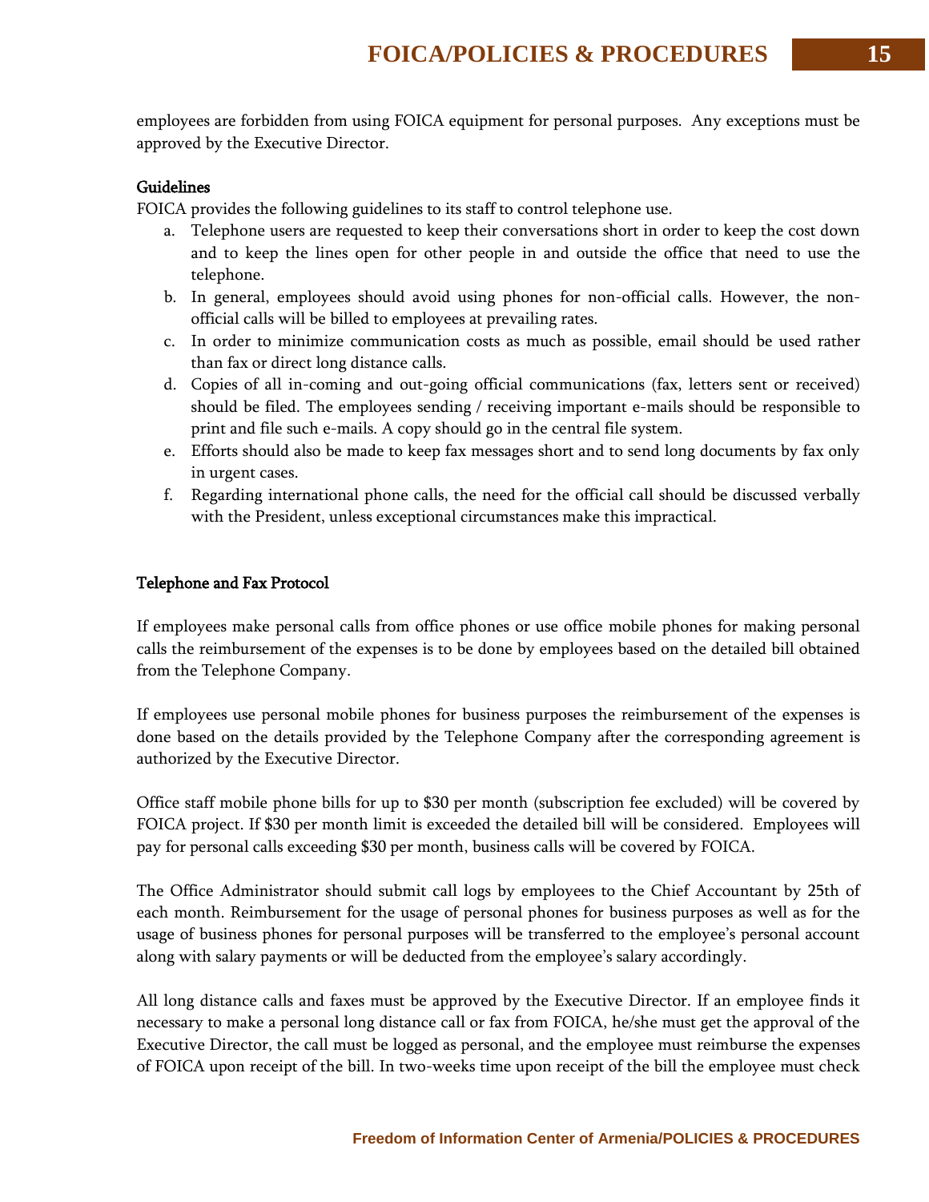employees are forbidden from using FOICA equipment for personal purposes.  Any exceptions must be approved by the Executive Director.

**Guidelines**

FOICA provides the following guidelines to its staff to control telephone use.

a. Telephone users are requested to keep their conversations short in order to keep the cost down and to keep the lines open for other people in and outside the office that need to use the telephone.
b. In general, employees should avoid using phones for non-official calls. However, the non-official calls will be billed to employees at prevailing rates.
c. In order to minimize communication costs as much as possible, email should be used rather than fax or direct long distance calls.
d. Copies of all in-coming and out-going official communications (fax, letters sent or received) should be filed. The employees sending / receiving important e-mails should be responsible to print and file such e-mails. A copy should go in the central file system.
e. Efforts should also be made to keep fax messages short and to send long documents by fax only in urgent cases.
f. Regarding international phone calls, the need for the official call should be discussed verbally with the President, unless exceptional circumstances make this impractical.

**Telephone and Fax Protocol**

If employees make personal calls from office phones or use office mobile phones for making personal calls the reimbursement of the expenses is to be done by employees based on the detailed bill obtained from the Telephone Company.

If employees use personal mobile phones for business purposes the reimbursement of the expenses is done based on the details provided by the Telephone Company after the corresponding agreement is authorized by the Executive Director.

Office staff mobile phone bills for up to $30 per month (subscription fee excluded) will be covered by FOICA project. If $30 per month limit is exceeded the detailed bill will be considered.  Employees will pay for personal calls exceeding $30 per month, business calls will be covered by FOICA.

The Office Administrator should submit call logs by employees to the Chief Accountant by 25th of each month. Reimbursement for the usage of personal phones for business purposes as well as for the usage of business phones for personal purposes will be transferred to the employee's personal account along with salary payments or will be deducted from the employee's salary accordingly.

All long distance calls and faxes must be approved by the Executive Director. If an employee finds it necessary to make a personal long distance call or fax from FOICA, he/she must get the approval of the Executive Director, the call must be logged as personal, and the employee must reimburse the expenses of FOICA upon receipt of the bill. In two-weeks time upon receipt of the bill the employee must check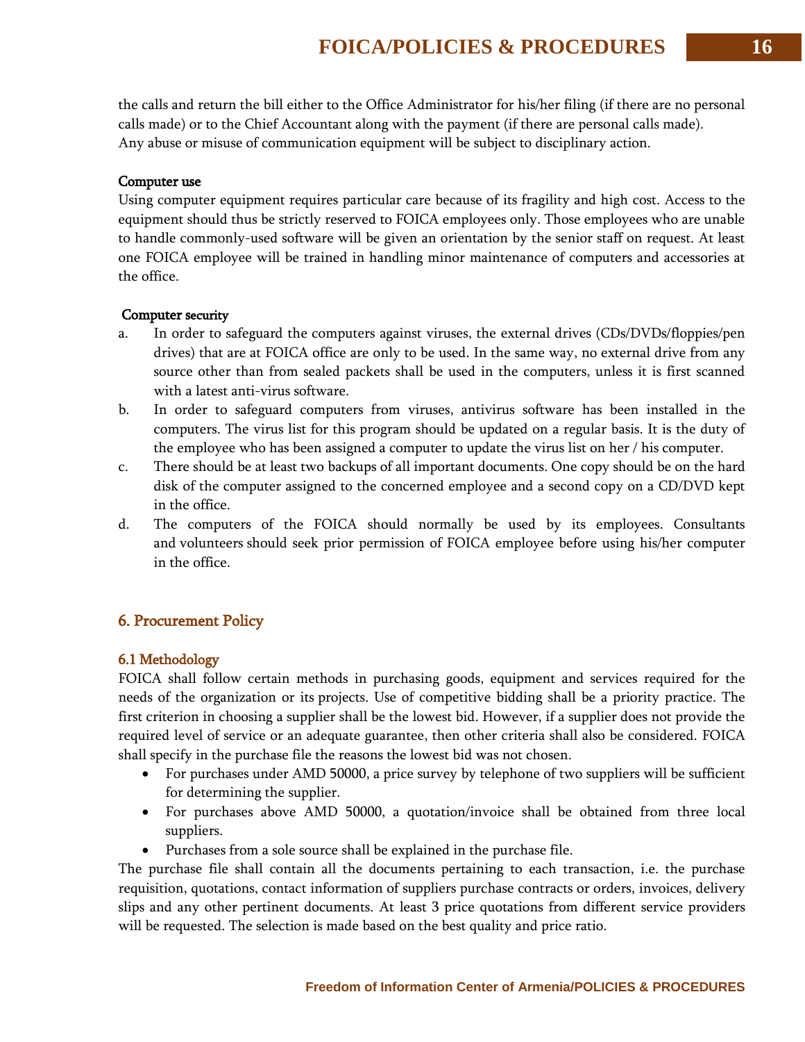the calls and return the bill either to the Office Administrator for his/her filing (if there are no personal calls made) or to the Chief Accountant along with the payment (if there are personal calls made). Any abuse or misuse of communication equipment will be subject to disciplinary action.

**Computer use**

Using computer equipment requires particular care because of its fragility and high cost. Access to the equipment should thus be strictly reserved to FOICA employees only. Those employees who are unable to handle commonly-used software will be given an orientation by the senior staff on request. At least one FOICA employee will be trained in handling minor maintenance of computers and accessories at the office.

**Computer security**

a. In order to safeguard the computers against viruses, the external drives (CDs/DVDs/floppies/pen drives) that are at FOICA office are only to be used. In the same way, no external drive from any source other than from sealed packets shall be used in the computers, unless it is first scanned with a latest anti-virus software.
b. In order to safeguard computers from viruses, antivirus software has been installed in the computers. The virus list for this program should be updated on a regular basis. It is the duty of the employee who has been assigned a computer to update the virus list on her / his computer.
c. There should be at least two backups of all important documents. One copy should be on the hard disk of the computer assigned to the concerned employee and a second copy on a CD/DVD kept in the office.
d. The computers of the FOICA should normally be used by its employees. Consultants and volunteers should seek prior permission of FOICA employee before using his/her computer in the office.

## 6. Procurement Policy

### 6.1 Methodology

FOICA shall follow certain methods in purchasing goods, equipment and services required for the needs of the organization or its projects. Use of competitive bidding shall be a priority practice. The first criterion in choosing a supplier shall be the lowest bid. However, if a supplier does not provide the required level of service or an adequate guarantee, then other criteria shall also be considered. FOICA shall specify in the purchase file the reasons the lowest bid was not chosen.

- For purchases under AMD 50000, a price survey by telephone of two suppliers will be sufficient for determining the supplier.
- For purchases above AMD 50000, a quotation/invoice shall be obtained from three local suppliers.
- Purchases from a sole source shall be explained in the purchase file.

The purchase file shall contain all the documents pertaining to each transaction, i.e. the purchase requisition, quotations, contact information of suppliers purchase contracts or orders, invoices, delivery slips and any other pertinent documents. At least 3 price quotations from different service providers will be requested. The selection is made based on the best quality and price ratio.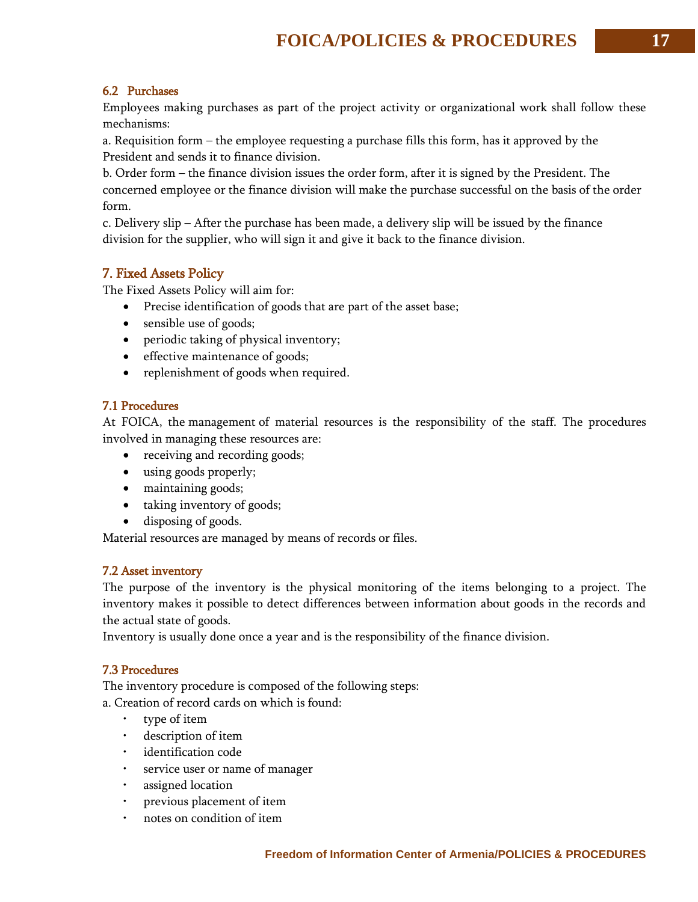### 6.2 Purchases

Employees making purchases as part of the project activity or organizational work shall follow these mechanisms:

a. Requisition form – the employee requesting a purchase fills this form, has it approved by the President and sends it to finance division.

b. Order form – the finance division issues the order form, after it is signed by the President. The concerned employee or the finance division will make the purchase successful on the basis of the order form.

c. Delivery slip – After the purchase has been made, a delivery slip will be issued by the finance division for the supplier, who will sign it and give it back to the finance division.

## 7. Fixed Assets Policy

The Fixed Assets Policy will aim for:

- Precise identification of goods that are part of the asset base;
- sensible use of goods;
- periodic taking of physical inventory;
- effective maintenance of goods;
- replenishment of goods when required.

### 7.1 Procedures

At FOICA, the management of material resources is the responsibility of the staff. The procedures involved in managing these resources are:

- receiving and recording goods;
- using goods properly;
- maintaining goods;
- taking inventory of goods;
- disposing of goods.

Material resources are managed by means of records or files.

### 7.2 Asset inventory

The purpose of the inventory is the physical monitoring of the items belonging to a project. The inventory makes it possible to detect differences between information about goods in the records and the actual state of goods.

Inventory is usually done once a year and is the responsibility of the finance division.

### 7.3 Procedures

The inventory procedure is composed of the following steps:

a. Creation of record cards on which is found:

- type of item
- description of item
- identification code
- service user or name of manager
- assigned location
- previous placement of item
- notes on condition of item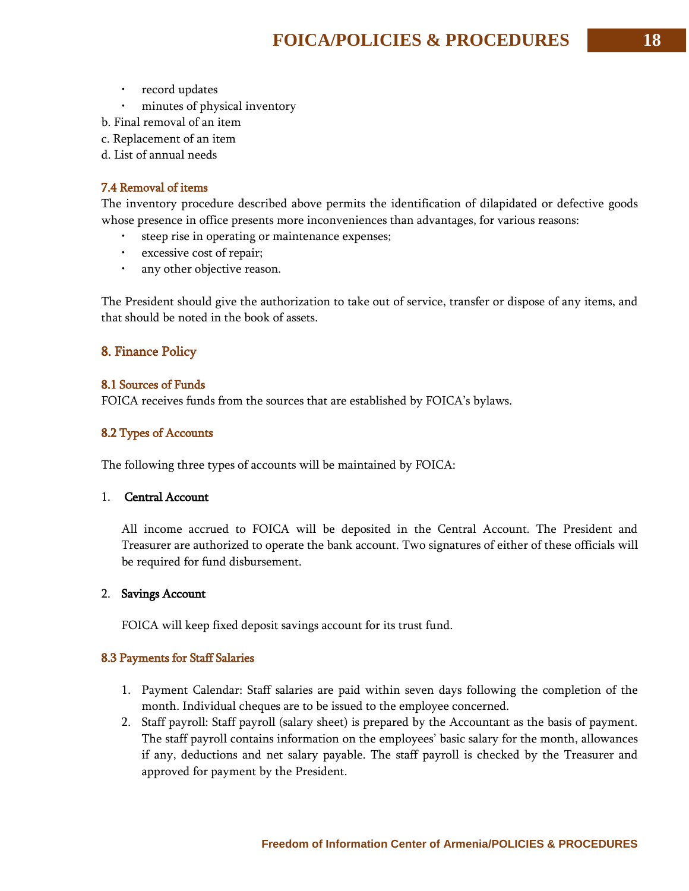- record updates
- minutes of physical inventory

b. Final removal of an item

c. Replacement of an item

d. List of annual needs

### 7.4 Removal of items

The inventory procedure described above permits the identification of dilapidated or defective goods whose presence in office presents more inconveniences than advantages, for various reasons:

- steep rise in operating or maintenance expenses;
- excessive cost of repair;
- any other objective reason.

The President should give the authorization to take out of service, transfer or dispose of any items, and that should be noted in the book of assets.

## 8. Finance Policy

### 8.1 Sources of Funds

FOICA receives funds from the sources that are established by FOICA's bylaws.

### 8.2 Types of Accounts

The following three types of accounts will be maintained by FOICA:

1. **Central Account**

   All income accrued to FOICA will be deposited in the Central Account. The President and Treasurer are authorized to operate the bank account. Two signatures of either of these officials will be required for fund disbursement.

2. **Savings Account**

   FOICA will keep fixed deposit savings account for its trust fund.

### 8.3 Payments for Staff Salaries

1. Payment Calendar: Staff salaries are paid within seven days following the completion of the month. Individual cheques are to be issued to the employee concerned.
2. Staff payroll: Staff payroll (salary sheet) is prepared by the Accountant as the basis of payment. The staff payroll contains information on the employees' basic salary for the month, allowances if any, deductions and net salary payable. The staff payroll is checked by the Treasurer and approved for payment by the President.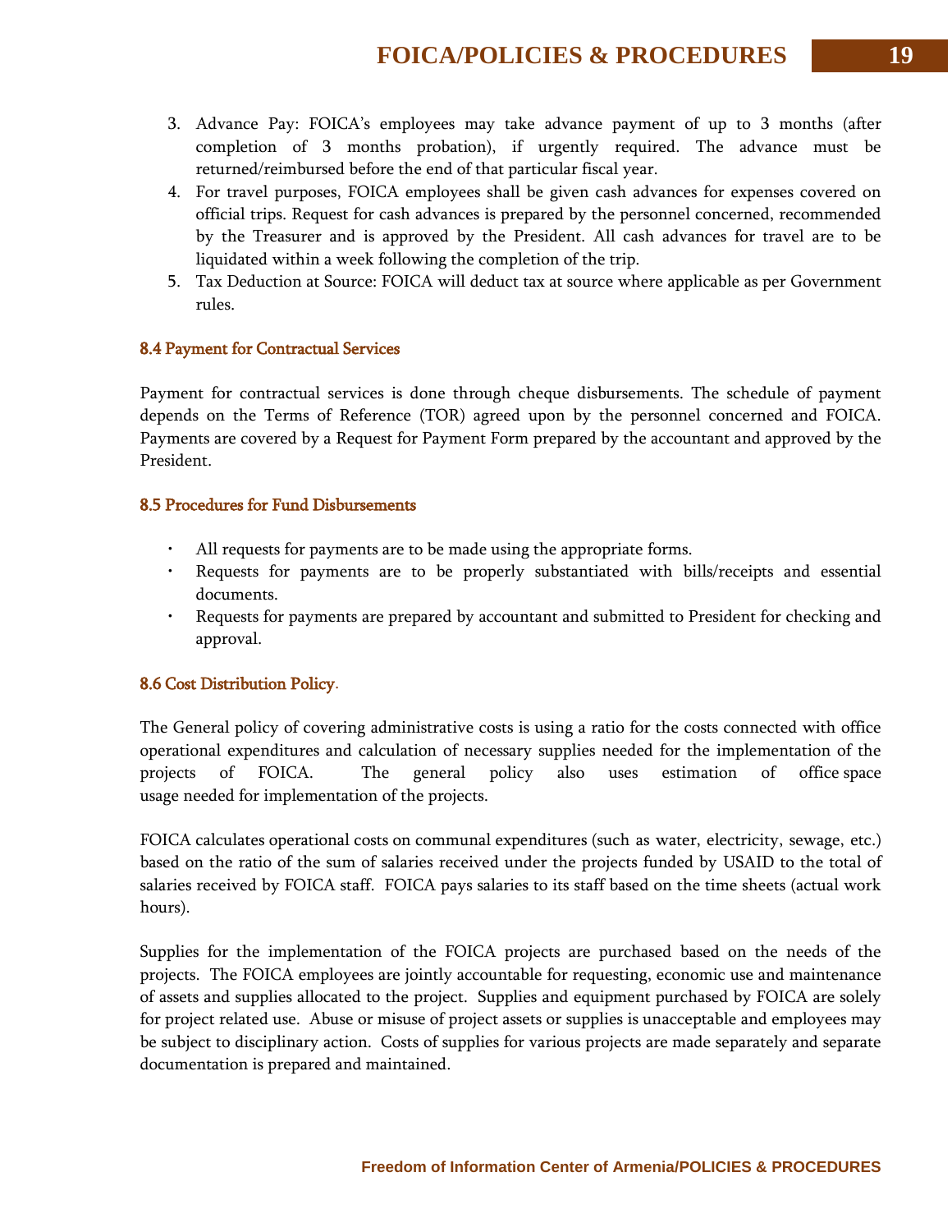3. Advance Pay: FOICA's employees may take advance payment of up to 3 months (after completion of 3 months probation), if urgently required. The advance must be returned/reimbursed before the end of that particular fiscal year.
4. For travel purposes, FOICA employees shall be given cash advances for expenses covered on official trips. Request for cash advances is prepared by the personnel concerned, recommended by the Treasurer and is approved by the President. All cash advances for travel are to be liquidated within a week following the completion of the trip.
5. Tax Deduction at Source: FOICA will deduct tax at source where applicable as per Government rules.

### 8.4 Payment for Contractual Services

Payment for contractual services is done through cheque disbursements. The schedule of payment depends on the Terms of Reference (TOR) agreed upon by the personnel concerned and FOICA. Payments are covered by a Request for Payment Form prepared by the accountant and approved by the President.

### 8.5 Procedures for Fund Disbursements

- All requests for payments are to be made using the appropriate forms.
- Requests for payments are to be properly substantiated with bills/receipts and essential documents.
- Requests for payments are prepared by accountant and submitted to President for checking and approval.

### 8.6 Cost Distribution Policy.

The General policy of covering administrative costs is using a ratio for the costs connected with office operational expenditures and calculation of necessary supplies needed for the implementation of the projects of FOICA. The general policy also uses estimation of office space usage needed for implementation of the projects.

FOICA calculates operational costs on communal expenditures (such as water, electricity, sewage, etc.) based on the ratio of the sum of salaries received under the projects funded by USAID to the total of salaries received by FOICA staff. FOICA pays salaries to its staff based on the time sheets (actual work hours).

Supplies for the implementation of the FOICA projects are purchased based on the needs of the projects. The FOICA employees are jointly accountable for requesting, economic use and maintenance of assets and supplies allocated to the project. Supplies and equipment purchased by FOICA are solely for project related use. Abuse or misuse of project assets or supplies is unacceptable and employees may be subject to disciplinary action. Costs of supplies for various projects are made separately and separate documentation is prepared and maintained.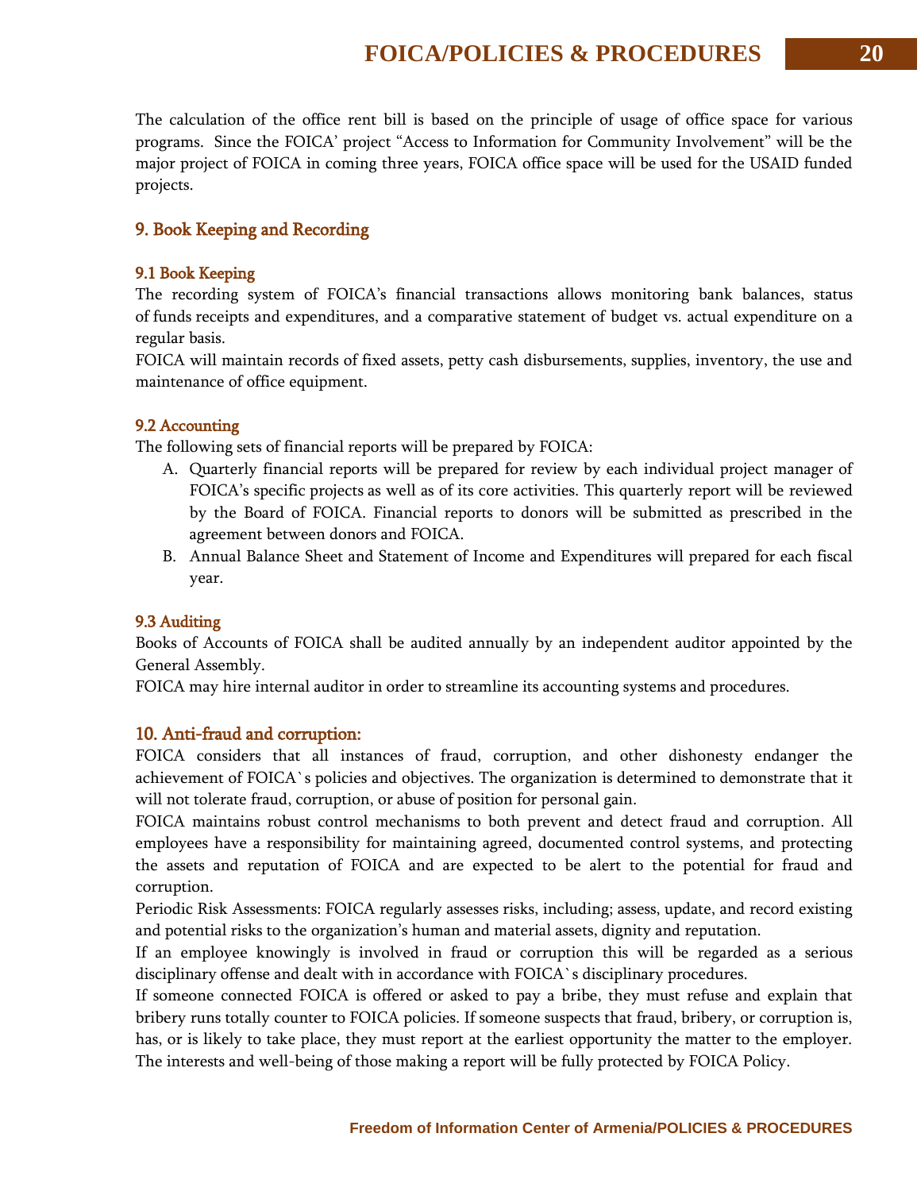The calculation of the office rent bill is based on the principle of usage of office space for various programs. Since the FOICA' project "Access to Information for Community Involvement" will be the major project of FOICA in coming three years, FOICA office space will be used for the USAID funded projects.

## 9. Book Keeping and Recording

### 9.1 Book Keeping

The recording system of FOICA's financial transactions allows monitoring bank balances, status of funds receipts and expenditures, and a comparative statement of budget vs. actual expenditure on a regular basis.

FOICA will maintain records of fixed assets, petty cash disbursements, supplies, inventory, the use and maintenance of office equipment.

### 9.2 Accounting

The following sets of financial reports will be prepared by FOICA:

A. Quarterly financial reports will be prepared for review by each individual project manager of FOICA's specific projects as well as of its core activities. This quarterly report will be reviewed by the Board of FOICA. Financial reports to donors will be submitted as prescribed in the agreement between donors and FOICA.

B. Annual Balance Sheet and Statement of Income and Expenditures will prepared for each fiscal year.

### 9.3 Auditing

Books of Accounts of FOICA shall be audited annually by an independent auditor appointed by the General Assembly.

FOICA may hire internal auditor in order to streamline its accounting systems and procedures.

## 10. Anti-fraud and corruption:

FOICA considers that all instances of fraud, corruption, and other dishonesty endanger the achievement of FOICA`s policies and objectives. The organization is determined to demonstrate that it will not tolerate fraud, corruption, or abuse of position for personal gain.

FOICA maintains robust control mechanisms to both prevent and detect fraud and corruption. All employees have a responsibility for maintaining agreed, documented control systems, and protecting the assets and reputation of FOICA and are expected to be alert to the potential for fraud and corruption.

Periodic Risk Assessments: FOICA regularly assesses risks, including; assess, update, and record existing and potential risks to the organization's human and material assets, dignity and reputation.

If an employee knowingly is involved in fraud or corruption this will be regarded as a serious disciplinary offense and dealt with in accordance with FOICA`s disciplinary procedures.

If someone connected FOICA is offered or asked to pay a bribe, they must refuse and explain that bribery runs totally counter to FOICA policies. If someone suspects that fraud, bribery, or corruption is, has, or is likely to take place, they must report at the earliest opportunity the matter to the employer. The interests and well-being of those making a report will be fully protected by FOICA Policy.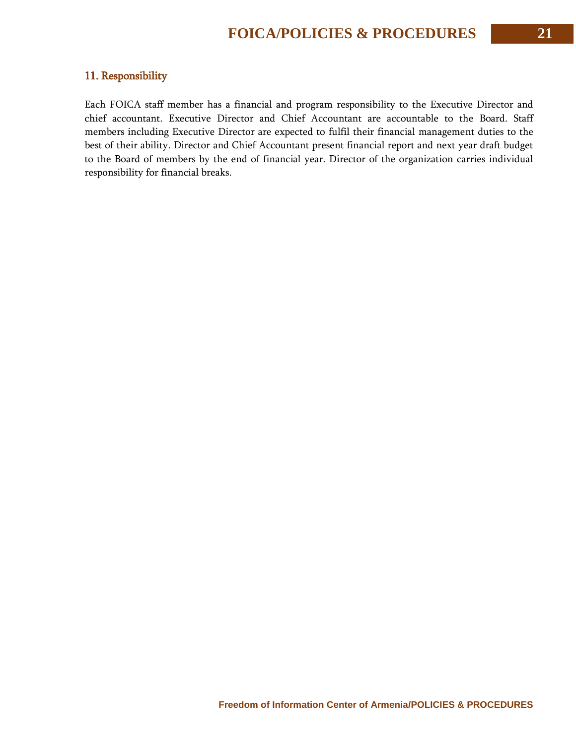## 11. Responsibility

Each FOICA staff member has a financial and program responsibility to the Executive Director and chief accountant. Executive Director and Chief Accountant are accountable to the Board. Staff members including Executive Director are expected to fulfil their financial management duties to the best of their ability. Director and Chief Accountant present financial report and next year draft budget to the Board of members by the end of financial year. Director of the organization carries individual responsibility for financial breaks.